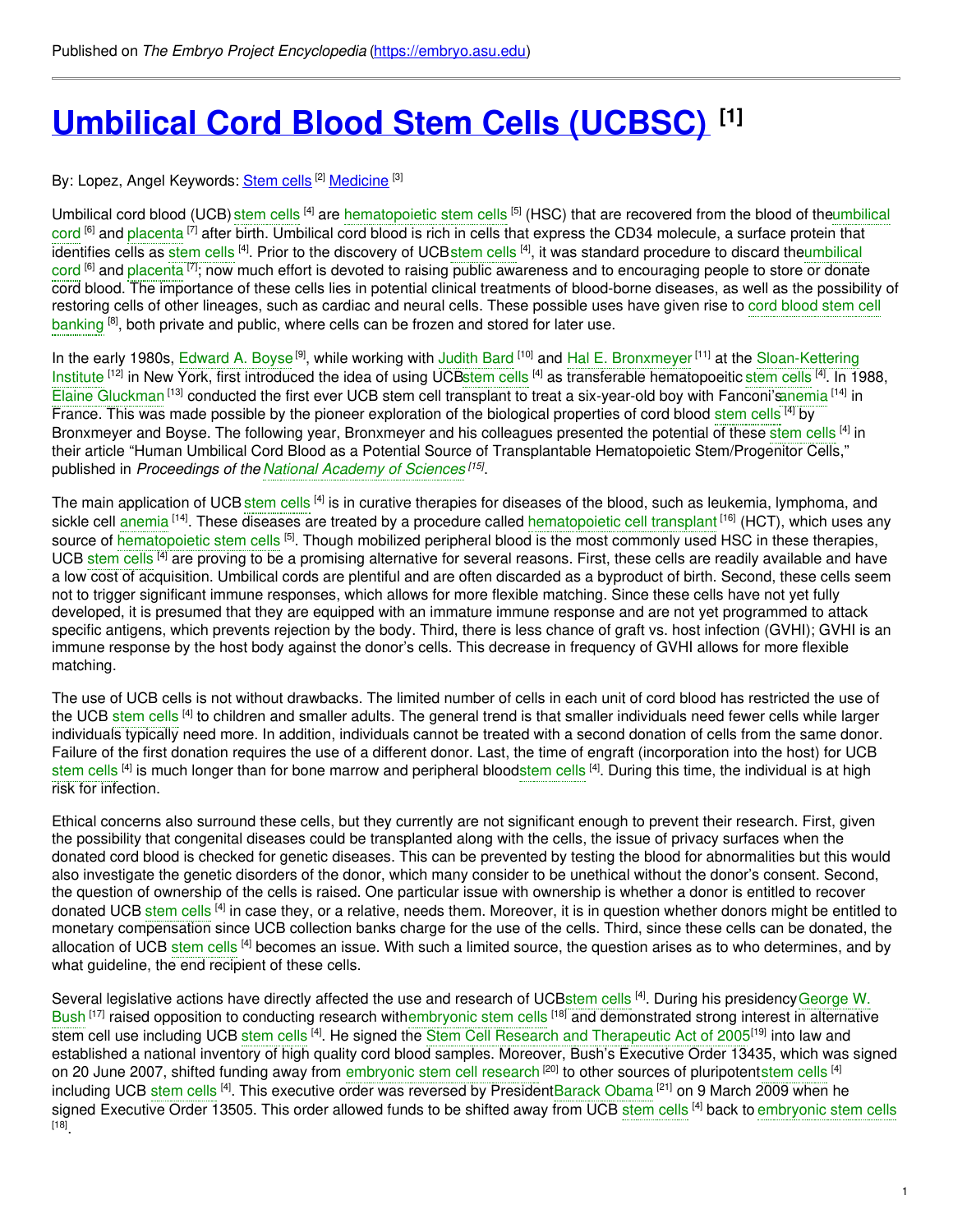Published on *The Embryo Project Encyclopedia* (https://embryo.asu.edu)

# Umbilical Cord Blood Stem Cells (UCBSC) [1]

By: Lopez, Angel Keywords: Stem cells [2] Medicine [3]

Umbilical cord blood (UCB) stem cells [4] are hematopoietic stem cells [5] (HSC) that are recovered from the blood of the umbilical cord [6] and placenta [7] after birth. Umbilical cord blood is rich in cells that express the CD34 molecule, a surface protein that identifies cells as stem cells [4]. Prior to the discovery of UCB stem cells [4], it was standard procedure to discard the umbilical cord [6] and placenta [7]; now much effort is devoted to raising public awareness and to encouraging people to store or donate cord blood. The importance of these cells lies in potential clinical treatments of blood-borne diseases, as well as the possibility of restoring cells of other lineages, such as cardiac and neural cells. These possible uses have given rise to cord blood stem cell banking [8], both private and public, where cells can be frozen and stored for later use.

In the early 1980s, Edward A. Boyse [9], while working with Judith Bard [10] and Hal E. Bronxmeyer [11] at the Sloan-Kettering Institute [12] in New York, first introduced the idea of using UCB stem cells [4] as transferable hematopoeitic stem cells [4]. In 1988, Elaine Gluckman [13] conducted the first ever UCB stem cell transplant to treat a six-year-old boy with Fanconi's anemia [14] in France. This was made possible by the pioneer exploration of the biological properties of cord blood stem cells [4] by Bronxmeyer and Boyse. The following year, Bronxmeyer and his colleagues presented the potential of these stem cells [4] in their article "Human Umbilical Cord Blood as a Potential Source of Transplantable Hematopoietic Stem/Progenitor Cells," published in *Proceedings of the National Academy of Sciences* [15].

The main application of UCB stem cells [4] is in curative therapies for diseases of the blood, such as leukemia, lymphoma, and sickle cell anemia [14]. These diseases are treated by a procedure called hematopoietic cell transplant [16] (HCT), which uses any source of hematopoietic stem cells [5]. Though mobilized peripheral blood is the most commonly used HSC in these therapies, UCB stem cells [4] are proving to be a promising alternative for several reasons. First, these cells are readily available and have a low cost of acquisition. Umbilical cords are plentiful and are often discarded as a byproduct of birth. Second, these cells seem not to trigger significant immune responses, which allows for more flexible matching. Since these cells have not yet fully developed, it is presumed that they are equipped with an immature immune response and are not yet programmed to attack specific antigens, which prevents rejection by the body. Third, there is less chance of graft vs. host infection (GVHI); GVHI is an immune response by the host body against the donor's cells. This decrease in frequency of GVHI allows for more flexible matching.

The use of UCB cells is not without drawbacks. The limited number of cells in each unit of cord blood has restricted the use of the UCB stem cells [4] to children and smaller adults. The general trend is that smaller individuals need fewer cells while larger individuals typically need more. In addition, individuals cannot be treated with a second donation of cells from the same donor. Failure of the first donation requires the use of a different donor. Last, the time of engraft (incorporation into the host) for UCB stem cells [4] is much longer than for bone marrow and peripheral blood stem cells [4]. During this time, the individual is at high risk for infection.

Ethical concerns also surround these cells, but they currently are not significant enough to prevent their research. First, given the possibility that congenital diseases could be transplanted along with the cells, the issue of privacy surfaces when the donated cord blood is checked for genetic diseases. This can be prevented by testing the blood for abnormalities but this would also investigate the genetic disorders of the donor, which many consider to be unethical without the donor's consent. Second, the question of ownership of the cells is raised. One particular issue with ownership is whether a donor is entitled to recover donated UCB stem cells [4] in case they, or a relative, needs them. Moreover, it is in question whether donors might be entitled to monetary compensation since UCB collection banks charge for the use of the cells. Third, since these cells can be donated, the allocation of UCB stem cells [4] becomes an issue. With such a limited source, the question arises as to who determines, and by what guideline, the end recipient of these cells.

Several legislative actions have directly affected the use and research of UCB stem cells [4]. During his presidency George W. Bush [17] raised opposition to conducting research with embryonic stem cells [18] and demonstrated strong interest in alternative stem cell use including UCB stem cells [4]. He signed the Stem Cell Research and Therapeutic Act of 2005 [19] into law and established a national inventory of high quality cord blood samples. Moreover, Bush's Executive Order 13435, which was signed on 20 June 2007, shifted funding away from embryonic stem cell research [20] to other sources of pluripotent stem cells [4] including UCB stem cells [4]. This executive order was reversed by President Barack Obama [21] on 9 March 2009 when he signed Executive Order 13505. This order allowed funds to be shifted away from UCB stem cells [4] back to embryonic stem cells [18].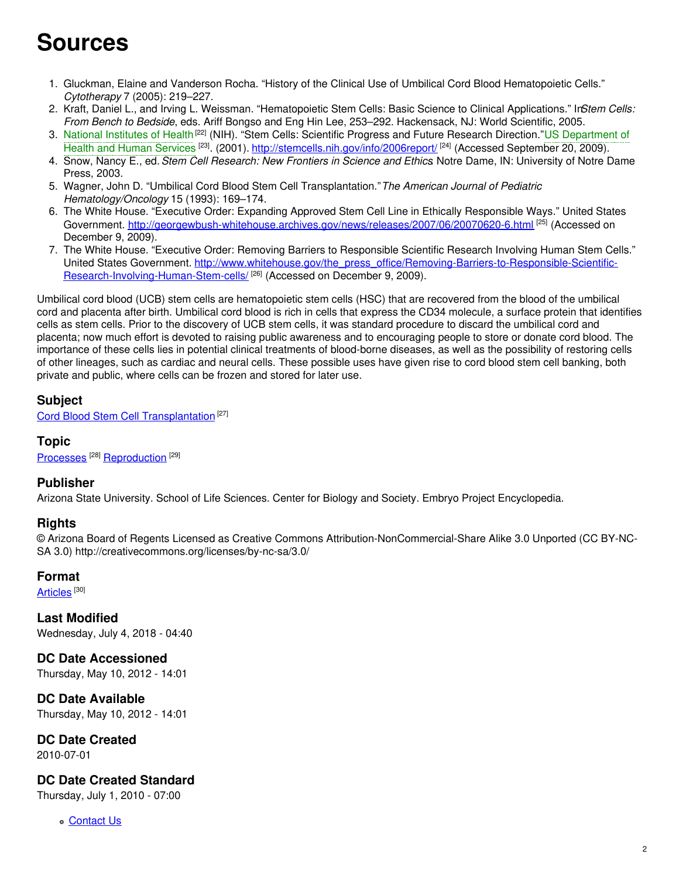# Sources

1. Gluckman, Elaine and Vanderson Rocha. “History of the Clinical Use of Umbilical Cord Blood Hematopoietic Cells.” *Cytotherapy* 7 (2005): 219–227.
2. Kraft, Daniel L., and Irving L. Weissman. “Hematopoietic Stem Cells: Basic Science to Clinical Applications.” In *Stem Cells: From Bench to Bedside*, eds. Ariff Bongso and Eng Hin Lee, 253–292. Hackensack, NJ: World Scientific, 2005.
3. National Institutes of Health [22] (NIH). “Stem Cells: Scientific Progress and Future Research Direction.” US Department of Health and Human Services [23]. (2001). http://stemcells.nih.gov/info/2006report/ [24] (Accessed September 20, 2009).
4. Snow, Nancy E., ed. *Stem Cell Research: New Frontiers in Science and Ethics*. Notre Dame, IN: University of Notre Dame Press, 2003.
5. Wagner, John D. “Umbilical Cord Blood Stem Cell Transplantation.” *The American Journal of Pediatric Hematology/Oncology* 15 (1993): 169–174.
6. The White House. “Executive Order: Expanding Approved Stem Cell Line in Ethically Responsible Ways.” United States Government. http://georgewbush-whitehouse.archives.gov/news/releases/2007/06/20070620-6.html [25] (Accessed on December 9, 2009).
7. The White House. “Executive Order: Removing Barriers to Responsible Scientific Research Involving Human Stem Cells.” United States Government. http://www.whitehouse.gov/the_press_office/Removing-Barriers-to-Responsible-Scientific-Research-Involving-Human-Stem-cells/ [26] (Accessed on December 9, 2009).

Umbilical cord blood (UCB) stem cells are hematopoietic stem cells (HSC) that are recovered from the blood of the umbilical cord and placenta after birth. Umbilical cord blood is rich in cells that express the CD34 molecule, a surface protein that identifies cells as stem cells. Prior to the discovery of UCB stem cells, it was standard procedure to discard the umbilical cord and placenta; now much effort is devoted to raising public awareness and to encouraging people to store or donate cord blood. The importance of these cells lies in potential clinical treatments of blood-borne diseases, as well as the possibility of restoring cells of other lineages, such as cardiac and neural cells. These possible uses have given rise to cord blood stem cell banking, both private and public, where cells can be frozen and stored for later use.

### Subject

Cord Blood Stem Cell Transplantation [27]

### Topic

Processes [28] Reproduction [29]

### Publisher

Arizona State University. School of Life Sciences. Center for Biology and Society. Embryo Project Encyclopedia.

### Rights

© Arizona Board of Regents Licensed as Creative Commons Attribution-NonCommercial-Share Alike 3.0 Unported (CC BY-NC-SA 3.0) http://creativecommons.org/licenses/by-nc-sa/3.0/

### Format

Articles [30]

### Last Modified

Wednesday, July 4, 2018 - 04:40

### DC Date Accessioned

Thursday, May 10, 2012 - 14:01

### DC Date Available

Thursday, May 10, 2012 - 14:01

### DC Date Created

2010-07-01

### DC Date Created Standard

Thursday, July 1, 2010 - 07:00

- Contact Us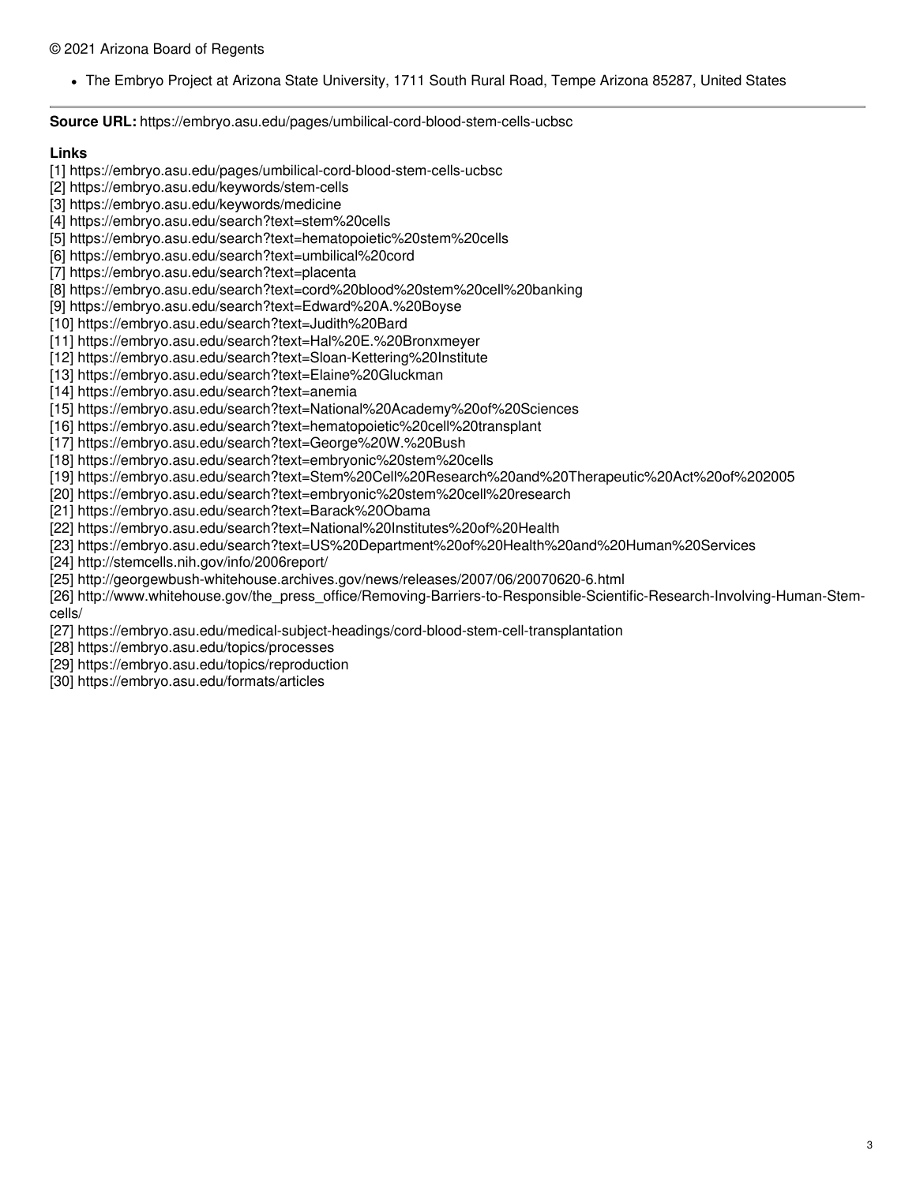© 2021 Arizona Board of Regents

- The Embryo Project at Arizona State University, 1711 South Rural Road, Tempe Arizona 85287, United States

---

**Source URL:** https://embryo.asu.edu/pages/umbilical-cord-blood-stem-cells-ucbsc

**Links**

[1] https://embryo.asu.edu/pages/umbilical-cord-blood-stem-cells-ucbsc
[2] https://embryo.asu.edu/keywords/stem-cells
[3] https://embryo.asu.edu/keywords/medicine
[4] https://embryo.asu.edu/search?text=stem%20cells
[5] https://embryo.asu.edu/search?text=hematopoietic%20stem%20cells
[6] https://embryo.asu.edu/search?text=umbilical%20cord
[7] https://embryo.asu.edu/search?text=placenta
[8] https://embryo.asu.edu/search?text=cord%20blood%20stem%20cell%20banking
[9] https://embryo.asu.edu/search?text=Edward%20A.%20Boyse
[10] https://embryo.asu.edu/search?text=Judith%20Bard
[11] https://embryo.asu.edu/search?text=Hal%20E.%20Bronxmeyer
[12] https://embryo.asu.edu/search?text=Sloan-Kettering%20Institute
[13] https://embryo.asu.edu/search?text=Elaine%20Gluckman
[14] https://embryo.asu.edu/search?text=anemia
[15] https://embryo.asu.edu/search?text=National%20Academy%20of%20Sciences
[16] https://embryo.asu.edu/search?text=hematopoietic%20cell%20transplant
[17] https://embryo.asu.edu/search?text=George%20W.%20Bush
[18] https://embryo.asu.edu/search?text=embryonic%20stem%20cells
[19] https://embryo.asu.edu/search?text=Stem%20Cell%20Research%20and%20Therapeutic%20Act%20of%202005
[20] https://embryo.asu.edu/search?text=embryonic%20stem%20cell%20research
[21] https://embryo.asu.edu/search?text=Barack%20Obama
[22] https://embryo.asu.edu/search?text=National%20Institutes%20of%20Health
[23] https://embryo.asu.edu/search?text=US%20Department%20of%20Health%20and%20Human%20Services
[24] http://stemcells.nih.gov/info/2006report/
[25] http://georgewbush-whitehouse.archives.gov/news/releases/2007/06/20070620-6.html
[26] http://www.whitehouse.gov/the_press_office/Removing-Barriers-to-Responsible-Scientific-Research-Involving-Human-Stem-cells/
[27] https://embryo.asu.edu/medical-subject-headings/cord-blood-stem-cell-transplantation
[28] https://embryo.asu.edu/topics/processes
[29] https://embryo.asu.edu/topics/reproduction
[30] https://embryo.asu.edu/formats/articles